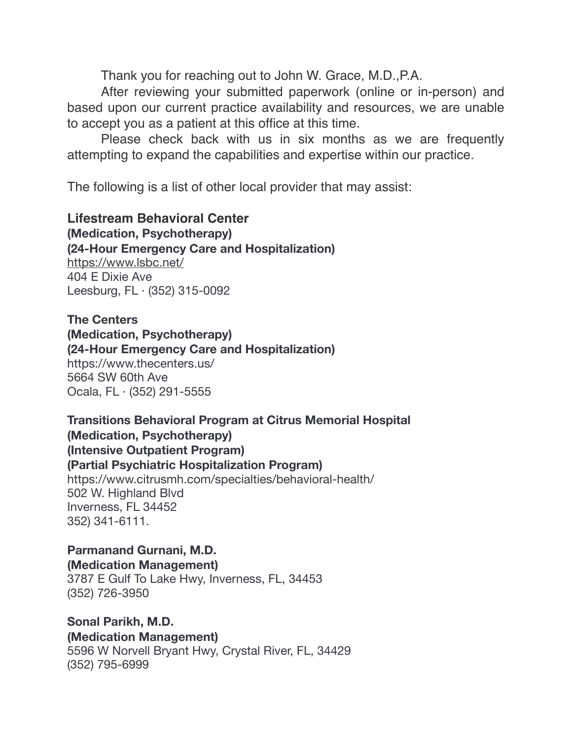Thank you for reaching out to John W. Grace, M.D.,P.A.

After reviewing your submitted paperwork (online or in-person) and based upon our current practice availability and resources, we are unable to accept you as a patient at this office at this time.

Please check back with us in six months as we are frequently attempting to expand the capabilities and expertise within our practice.

The following is a list of other local provider that may assist:

**Lifestream Behavioral Center**
**(Medication, Psychotherapy)**
**(24-Hour Emergency Care and Hospitalization)**
https://www.lsbc.net/
404 E Dixie Ave
Leesburg, FL · (352) 315-0092

**The Centers**
**(Medication, Psychotherapy)**
**(24-Hour Emergency Care and Hospitalization)**
https://www.thecenters.us/
5664 SW 60th Ave
Ocala, FL · (352) 291-5555

**Transitions Behavioral Program at Citrus Memorial Hospital**
**(Medication, Psychotherapy)**
**(Intensive Outpatient Program)**
**(Partial Psychiatric Hospitalization Program)**
https://www.citrusmh.com/specialties/behavioral-health/
502 W. Highland Blvd
Inverness, FL 34452
352) 341-6111.

**Parmanand Gurnani, M.D.**
**(Medication Management)**
3787 E Gulf To Lake Hwy, Inverness, FL, 34453
(352) 726-3950

**Sonal Parikh, M.D.**
**(Medication Management)**
5596 W Norvell Bryant Hwy, Crystal River, FL, 34429
(352) 795-6999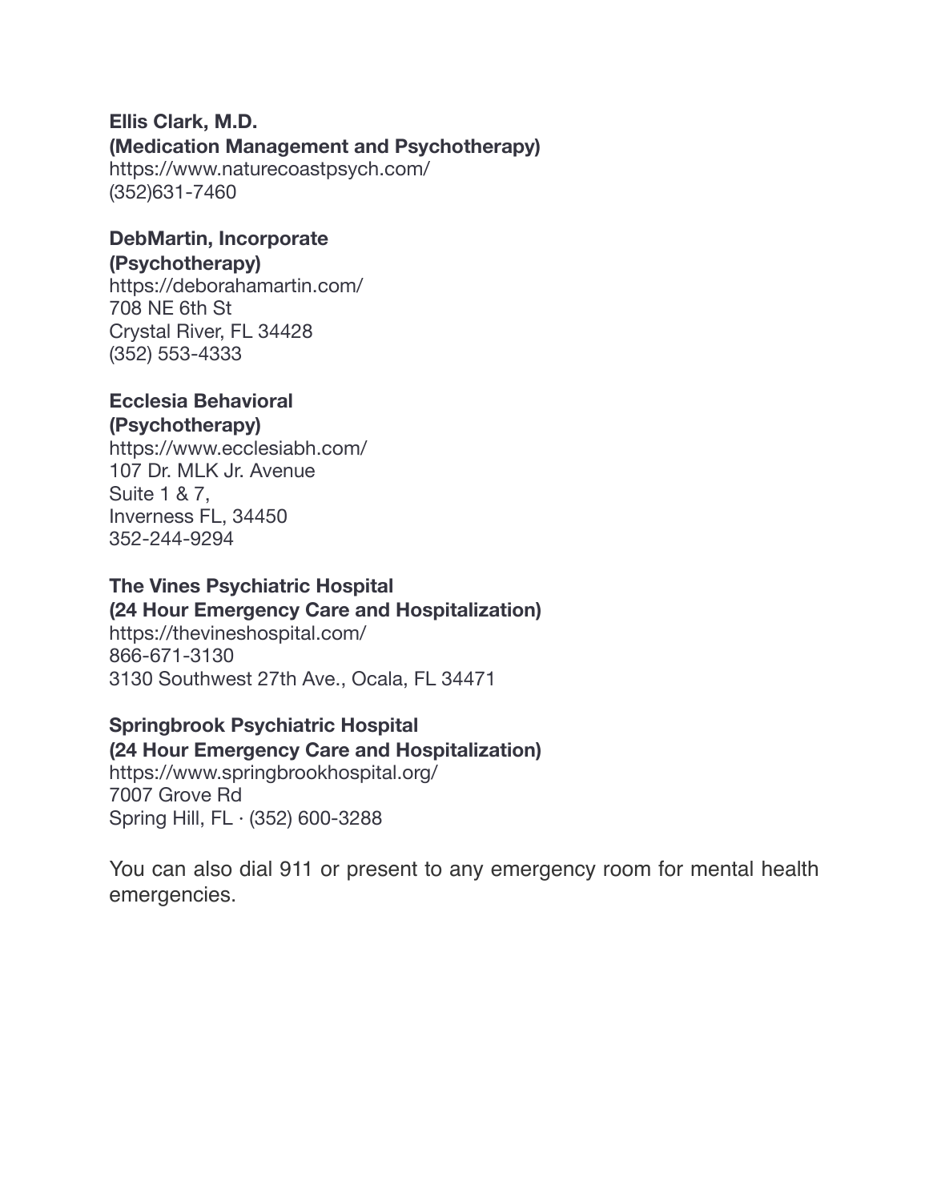**Ellis Clark, M.D.**
**(Medication Management and Psychotherapy)**
https://www.naturecoastpsych.com/
(352)631-7460

**DebMartin, Incorporate**
**(Psychotherapy)**
https://deborahamartin.com/
708 NE 6th St
Crystal River, FL 34428
(352) 553-4333

**Ecclesia Behavioral**
**(Psychotherapy)**
https://www.ecclesiabh.com/
107 Dr. MLK Jr. Avenue
Suite 1 & 7,
Inverness FL, 34450
352-244-9294

**The Vines Psychiatric Hospital**
**(24 Hour Emergency Care and Hospitalization)**
https://thevineshospital.com/
866-671-3130
3130 Southwest 27th Ave., Ocala, FL 34471

**Springbrook Psychiatric Hospital**
**(24 Hour Emergency Care and Hospitalization)**
https://www.springbrookhospital.org/
7007 Grove Rd
Spring Hill, FL · (352) 600-3288

You can also dial 911 or present to any emergency room for mental health emergencies.